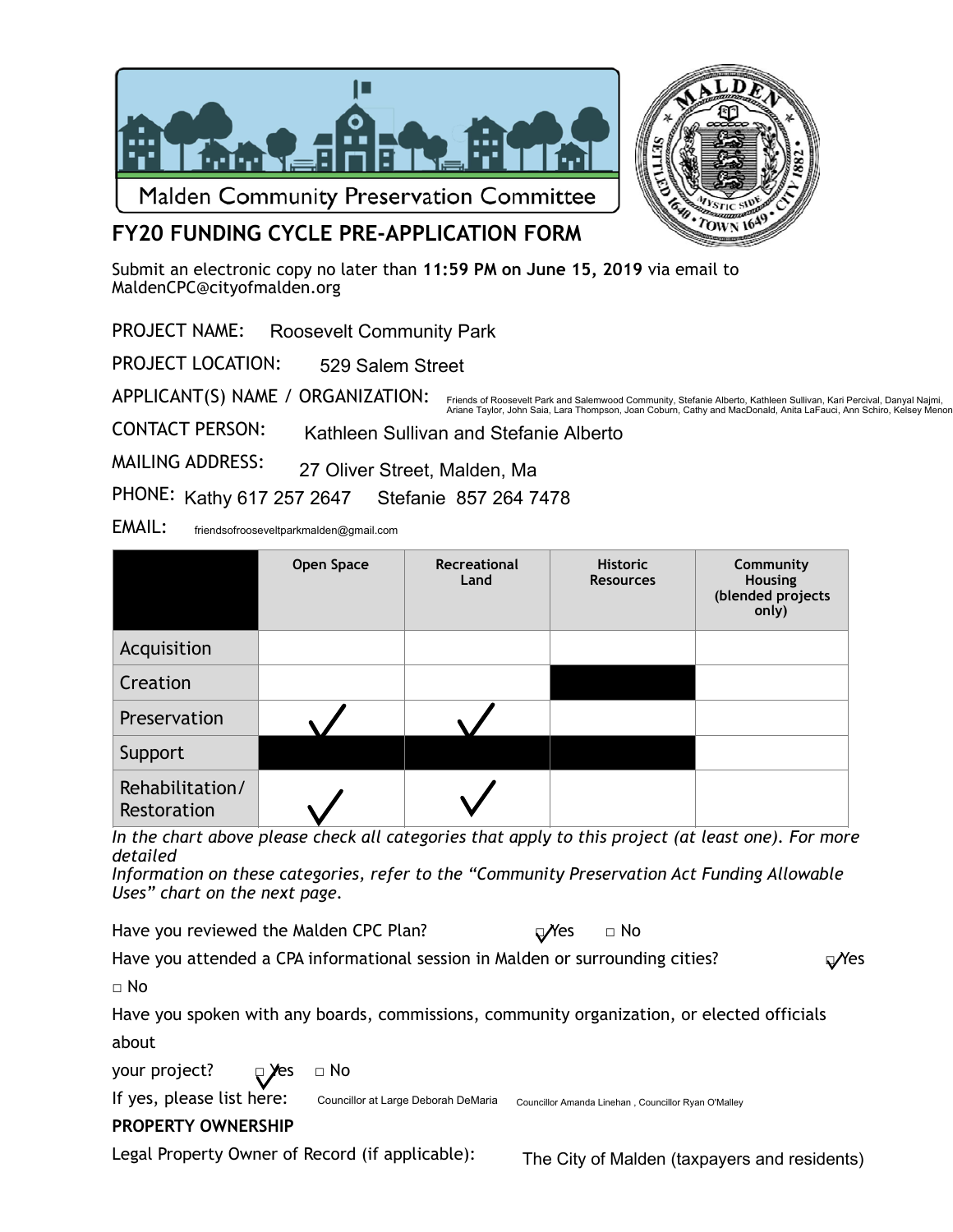Malden Community Preservation Committee

## FY20 FUNDING CYCLE PRE-APPLICATION FORM

Submit an electronic copy no later than **11:59 PM on June 15, 2019** via email to MaldenCPC@cityofmalden.org

PROJECT NAME: Roosevelt Community Park

PROJECT LOCATION: 529 Salem Street

APPLICANT(S) NAME / ORGANIZATION: Friends of Roosevelt Park and Salemwood Community, Stefanie Alberto, Kathleen Sullivan, Kari Percival, Danyal Najmi, Ariane Taylor, John Saia, Lara Thompson, Joan Coburn, Cathy and MacDonald, Anita LaFauci, Ann Schiro, Kelsey Menon

CONTACT PERSON: Kathleen Sullivan and Stefanie Alberto

MAILING ADDRESS: 27 Oliver Street, Malden, Ma

PHONE: Kathy 617 257 2647 Stefanie 857 264 7478

EMAIL: friendsofrooseveltparkmalden@gmail.com

| | Open Space | Recreational Land | Historic Resources | Community Housing (blended projects only) |
|---|---|---|---|---|
| Acquisition | | | | |
| Creation | | | ■ | |
| Preservation | ✓ | ✓ | | |
| Support | ■ | ■ | ■ | |
| Rehabilitation/ Restoration | ✓ | ✓ | | |

*In the chart above please check all categories that apply to this project (at least one). For more detailed*
*Information on these categories, refer to the "Community Preservation Act Funding Allowable Uses" chart on the next page.*

Have you reviewed the Malden CPC Plan? ☑ Yes □ No

Have you attended a CPA informational session in Malden or surrounding cities? ☑ Yes □ No

Have you spoken with any boards, commissions, community organization, or elected officials about your project? ☑ Yes □ No

If yes, please list here: Councillor at Large Deborah DeMaria Councillor Amanda Linehan , Councillor Ryan O'Malley

**PROPERTY OWNERSHIP**

Legal Property Owner of Record (if applicable): The City of Malden (taxpayers and residents)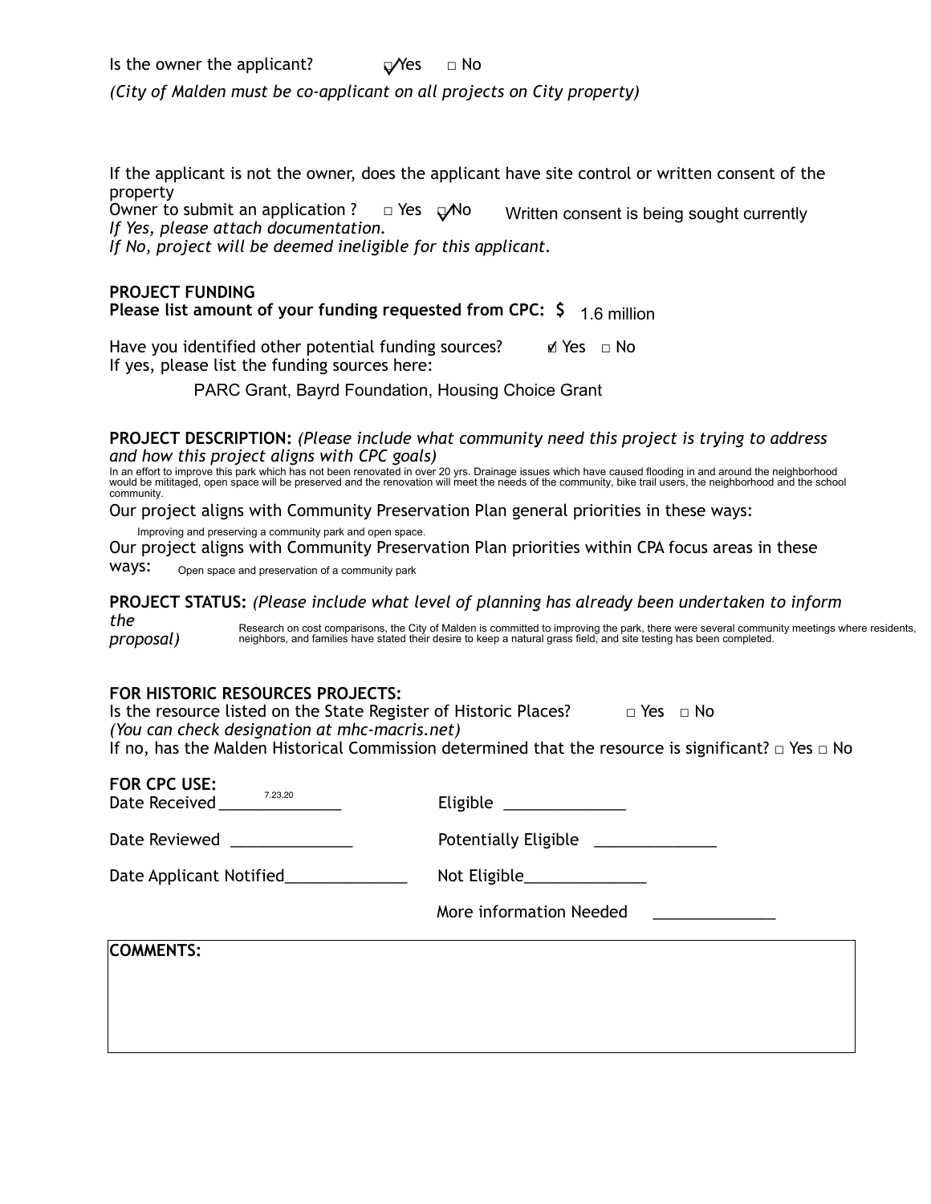Is the owner the applicant? ☑ Yes □ No

*(City of Malden must be co-applicant on all projects on City property)*

If the applicant is not the owner, does the applicant have site control or written consent of the property
Owner to submit an application ? □ Yes ☑ No Written consent is being sought currently
*If Yes, please attach documentation.*
*If No, project will be deemed ineligible for this applicant.*

**PROJECT FUNDING**
**Please list amount of your funding requested from CPC: $** 1.6 million

Have you identified other potential funding sources? ☑ Yes □ No
If yes, please list the funding sources here:

PARC Grant, Bayrd Foundation, Housing Choice Grant

**PROJECT DESCRIPTION:** *(Please include what community need this project is trying to address and how this project aligns with CPC goals)*
In an effort to improve this park which has not been renovated in over 20 yrs. Drainage issues which have caused flooding in and around the neighborhood would be mititaged, open space will be preserved and the renovation will meet the needs of the community, bike trail users, the neighborhood and the school community.

Our project aligns with Community Preservation Plan general priorities in these ways:

Improving and preserving a community park and open space.

Our project aligns with Community Preservation Plan priorities within CPA focus areas in these ways: Open space and preservation of a community park

**PROJECT STATUS:** *(Please include what level of planning has already been undertaken to inform the proposal)* Research on cost comparisons, the City of Malden is committed to improving the park, there were several community meetings where residents, neighbors, and families have stated their desire to keep a natural grass field, and site testing has been completed.

**FOR HISTORIC RESOURCES PROJECTS:**
Is the resource listed on the State Register of Historic Places? □ Yes □ No
*(You can check designation at mhc-macris.net)*
If no, has the Malden Historical Commission determined that the resource is significant? □ Yes □ No

**FOR CPC USE:**

| | |
|---|---|
| Date Received 7.23.20 | Eligible ______________ |
| Date Reviewed ______________ | Potentially Eligible ______________ |
| Date Applicant Notified______________ | Not Eligible______________ |
| | More information Needed ______________ |

**COMMENTS:**